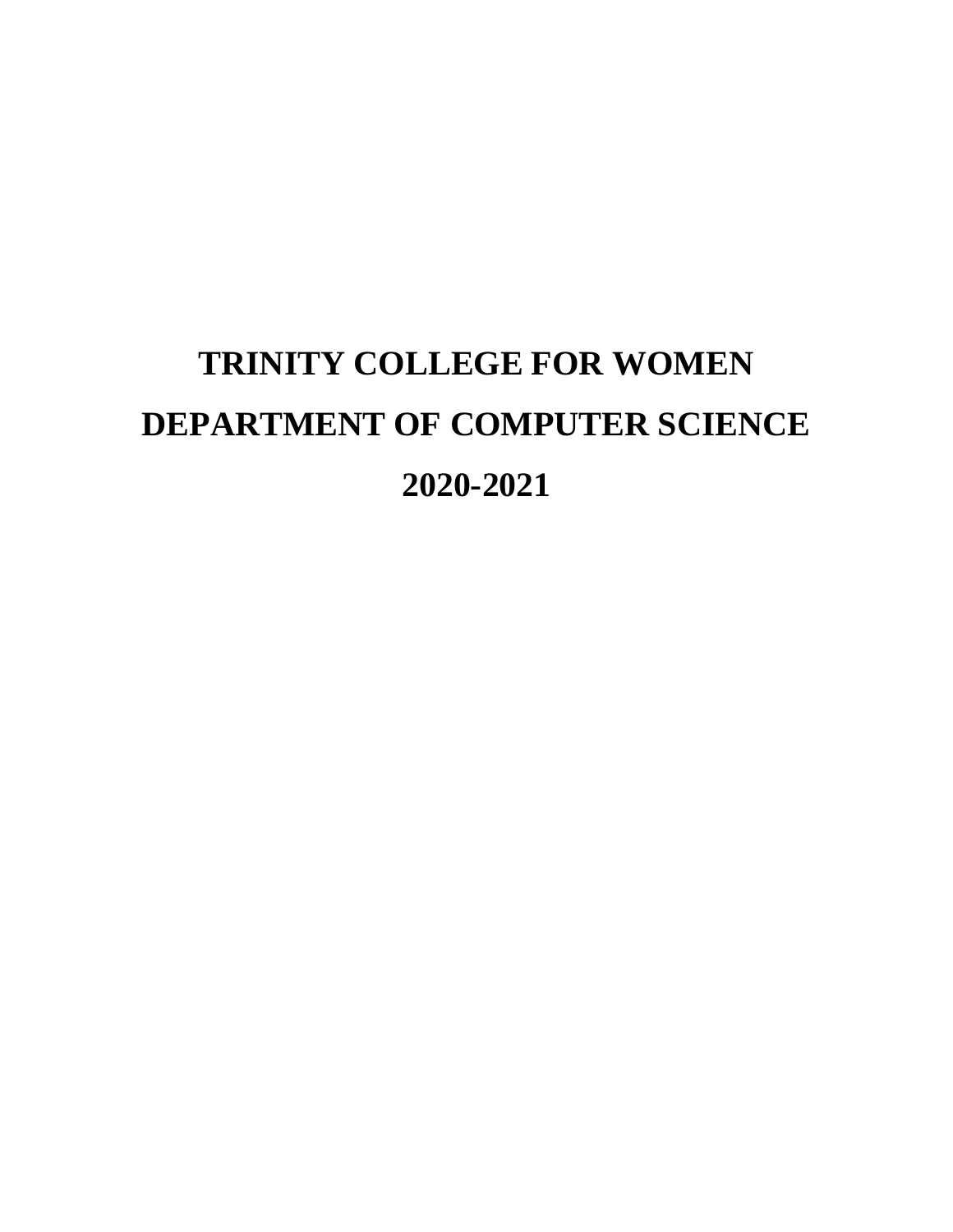# TRINITY COLLEGE FOR WOMEN

# DEPARTMENT OF COMPUTER SCIENCE

# 2020-2021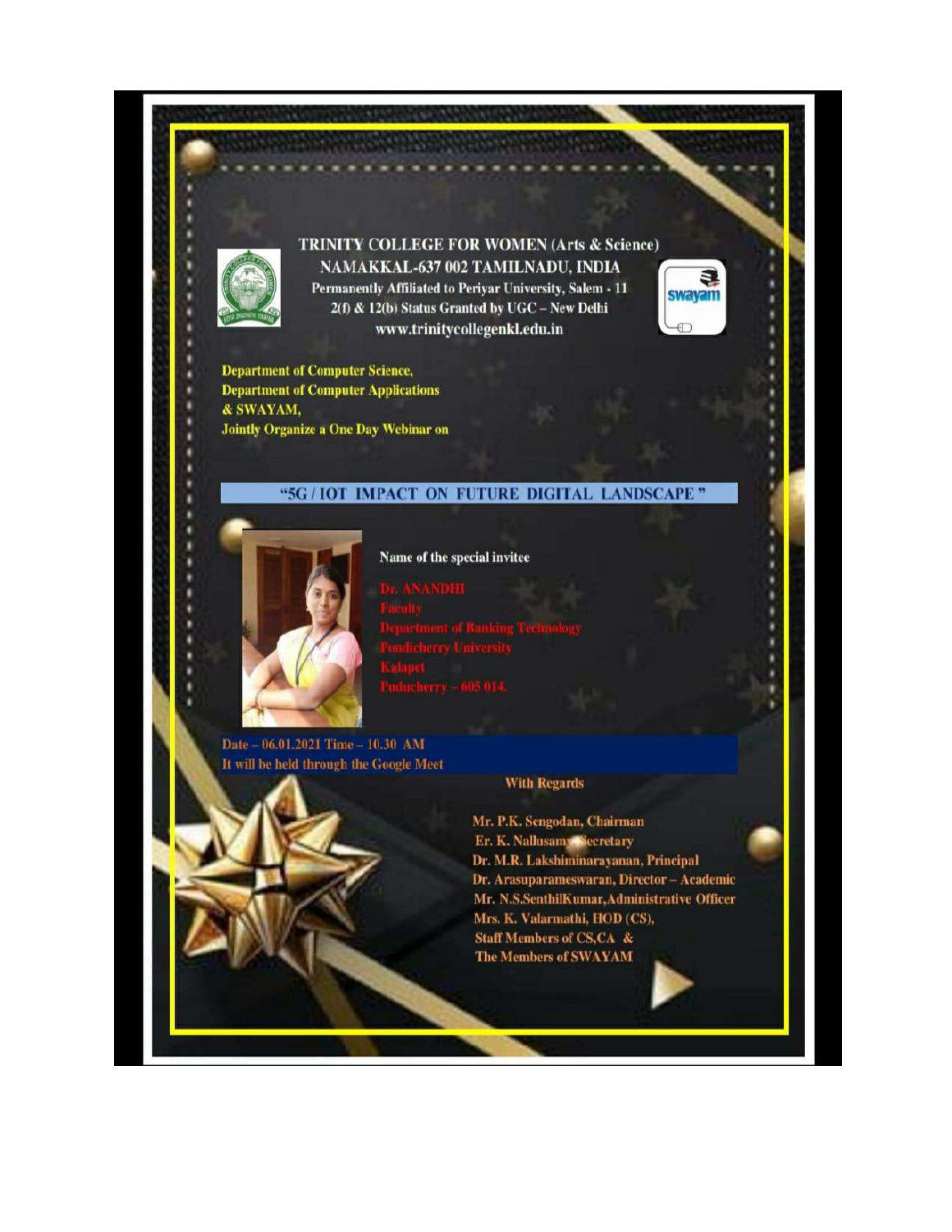**TRINITY COLLEGE FOR WOMEN (Arts & Science)**
**NAMAKKAL-637 002 TAMILNADU, INDIA**
Permanently Affiliated to Periyar University, Salem - 11
2(f) & 12(b) Status Granted by UGC – New Delhi
www.trinitycollegenkl.edu.in

swayam

**Department of Computer Science,**
**Department of Computer Applications**
**& SWAYAM,**
**Jointly Organize a One Day Webinar on**

## "5G / IOT IMPACT ON FUTURE DIGITAL LANDSCAPE"

**Name of the special invitee**

Dr. ANANDHI
Faculty
Department of Banking Technology
Pondicherry University
Kalapet
Puducherry – 605 014.

Date – 06.01.2021 Time – 10.30 AM
It will be held through the Google Meet

With Regards

Mr. P.K. Sengodan, Chairman
Er. K. Nallusamy, Secretary
Dr. M.R. Lakshiminarayanan, Principal
Dr. Arasuparameswaran, Director – Academic
Mr. N.S.SenthilKumar, Administrative Officer
Mrs. K. Valarmathi, HOD (CS),
Staff Members of CS,CA &
The Members of SWAYAM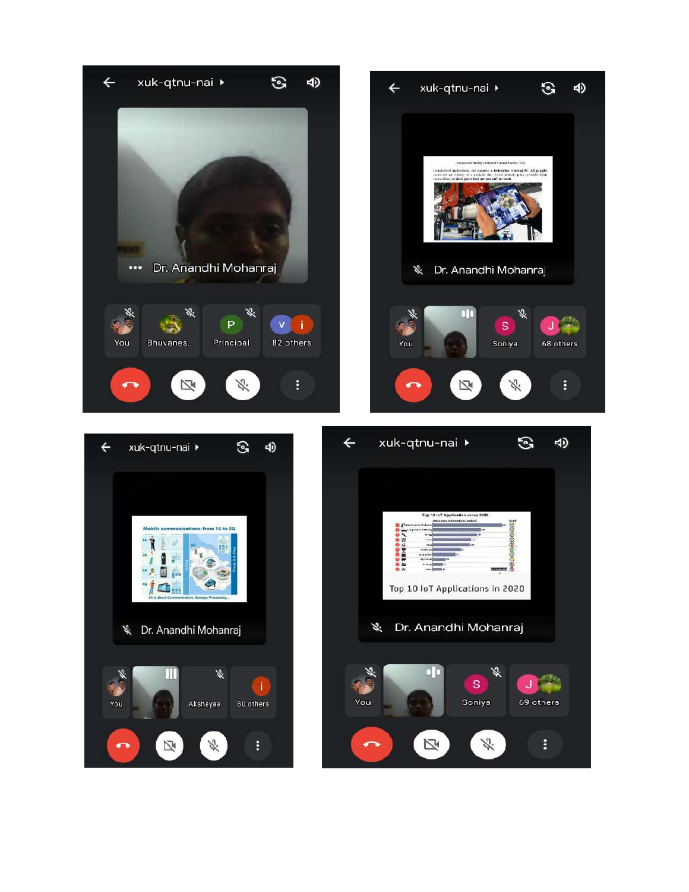xuk-qtnu-nai

Dr. Anandhi Mohanraj

You | Bhuvanes... | Principal | 82 others

xuk-qtnu-nai

Dr. Anandhi Mohanraj

You | Soniya | 68 others

xuk-qtnu-nai

Mobile communications: from 1G to 5G

Dr. Anandhi Mohanraj

You | Akshayaa | 80 others

xuk-qtnu-nai

Top 10 IoT Application areas 2020

Top 10 IoT Applications in 2020

Dr. Anandhi Mohanraj

You | Soniya | 69 others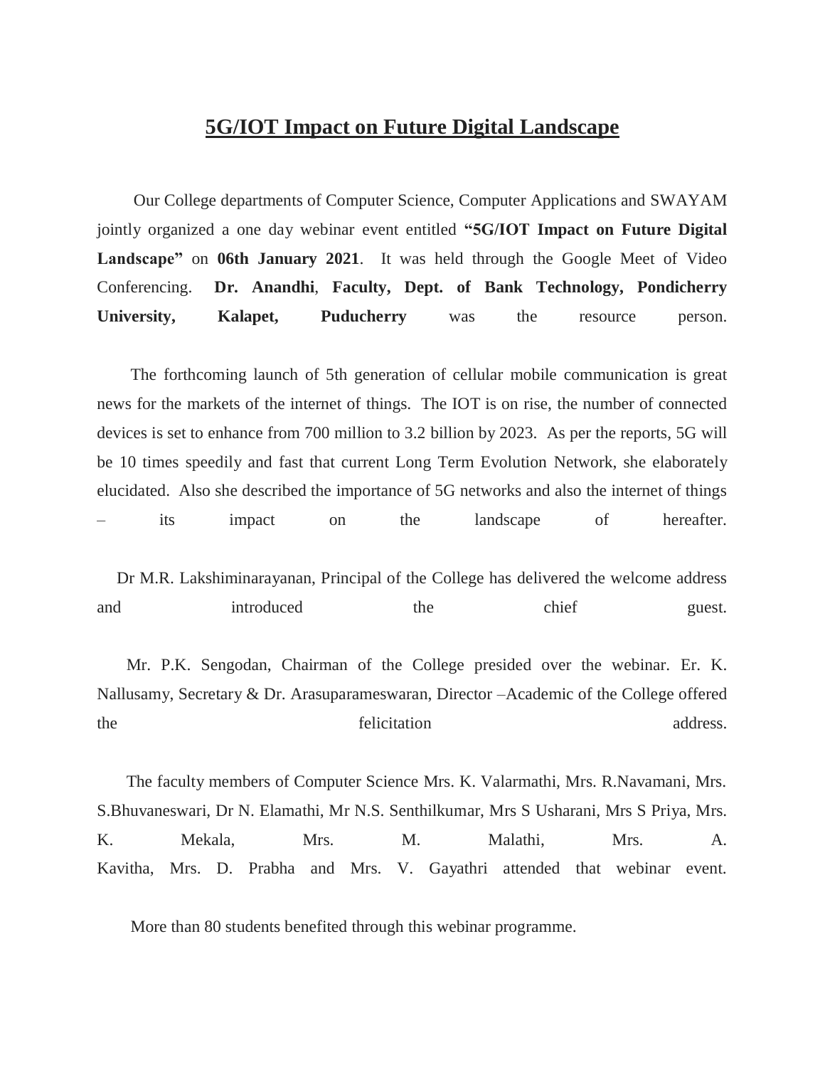# 5G/IOT Impact on Future Digital Landscape

Our College departments of Computer Science, Computer Applications and SWAYAM jointly organized a one day webinar event entitled **"5G/IOT Impact on Future Digital Landscape"** on **06th January 2021**. It was held through the Google Meet of Video Conferencing. **Dr. Anandhi**, **Faculty, Dept. of Bank Technology, Pondicherry University, Kalapet, Puducherry** was the resource person.

The forthcoming launch of 5th generation of cellular mobile communication is great news for the markets of the internet of things. The IOT is on rise, the number of connected devices is set to enhance from 700 million to 3.2 billion by 2023. As per the reports, 5G will be 10 times speedily and fast that current Long Term Evolution Network, she elaborately elucidated. Also she described the importance of 5G networks and also the internet of things – its impact on the landscape of hereafter.

Dr M.R. Lakshiminarayanan, Principal of the College has delivered the welcome address and introduced the chief guest.

Mr. P.K. Sengodan, Chairman of the College presided over the webinar. Er. K. Nallusamy, Secretary & Dr. Arasuparameswaran, Director –Academic of the College offered the felicitation address.

The faculty members of Computer Science Mrs. K. Valarmathi, Mrs. R.Navamani, Mrs. S.Bhuvaneswari, Dr N. Elamathi, Mr N.S. Senthilkumar, Mrs S Usharani, Mrs S Priya, Mrs. K. Mekala, Mrs. M. Malathi, Mrs. A. Kavitha, Mrs. D. Prabha and Mrs. V. Gayathri attended that webinar event.

More than 80 students benefited through this webinar programme.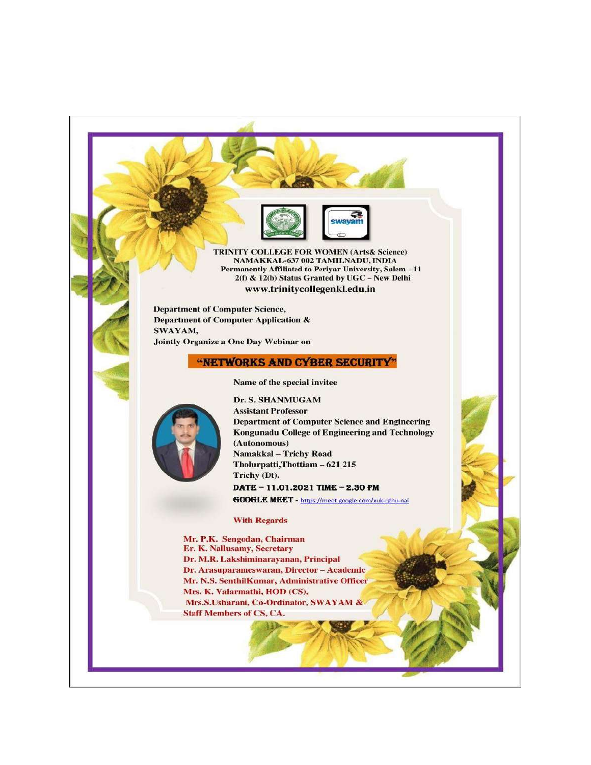**TRINITY COLLEGE FOR WOMEN (Arts& Science)**
**NAMAKKAL-637 002 TAMILNADU, INDIA**
**Permanently Affiliated to Periyar University, Salem - 11**
**2(f) & 12(b) Status Granted by UGC – New Delhi**
**www.trinitycollegenkl.edu.in**

**Department of Computer Science,**
**Department of Computer Application &**
**SWAYAM,**
**Jointly Organize a One Day Webinar on**

## "NETWORKS AND CYBER SECURITY"

**Name of the special invitee**

**Dr. S. SHANMUGAM**
**Assistant Professor**
**Department of Computer Science and Engineering**
**Kongunadu College of Engineering and Technology**
**(Autonomous)**
**Namakkal – Trichy Road**
**Tholurpatti,Thottiam – 621 215**
**Trichy (Dt).**

**DATE – 11.01.2021 TIME – 2.30 PM**

**GOOGLE MEET** - https://meet.google.com/xuk-qtnu-nai

**With Regards**

**Mr. P.K. Sengodan, Chairman**
**Er. K. Nallusamy, Secretary**
**Dr. M.R. Lakshiminarayanan, Principal**
**Dr. Arasuparameswaran, Director – Academic**
**Mr. N.S. SenthilKumar, Administrative Officer**
**Mrs. K. Valarmathi, HOD (CS),**
**Mrs.S.Usharani, Co-Ordinator, SWAYAM &**
**Staff Members of CS, CA.**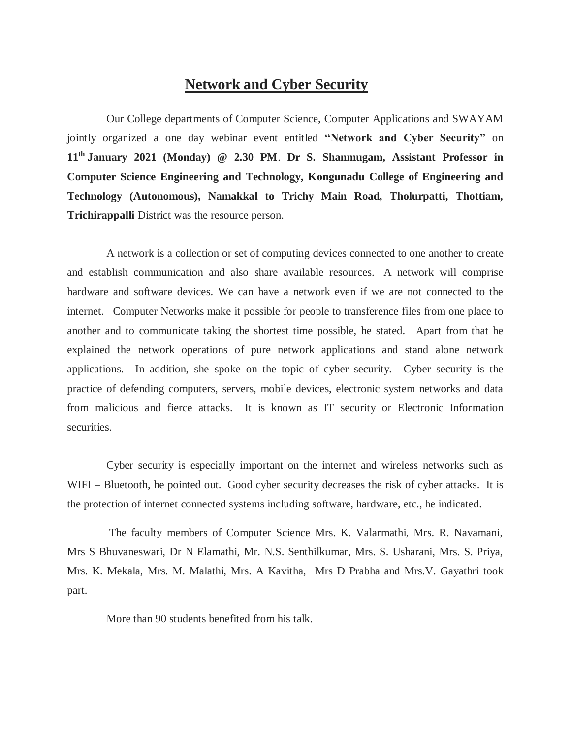# Network and Cyber Security

Our College departments of Computer Science, Computer Applications and SWAYAM jointly organized a one day webinar event entitled **"Network and Cyber Security"** on **11th January 2021 (Monday) @ 2.30 PM**. **Dr S. Shanmugam, Assistant Professor in Computer Science Engineering and Technology, Kongunadu College of Engineering and Technology (Autonomous), Namakkal to Trichy Main Road, Tholurpatti, Thottiam, Trichirappalli** District was the resource person.

A network is a collection or set of computing devices connected to one another to create and establish communication and also share available resources. A network will comprise hardware and software devices. We can have a network even if we are not connected to the internet. Computer Networks make it possible for people to transference files from one place to another and to communicate taking the shortest time possible, he stated. Apart from that he explained the network operations of pure network applications and stand alone network applications. In addition, she spoke on the topic of cyber security. Cyber security is the practice of defending computers, servers, mobile devices, electronic system networks and data from malicious and fierce attacks. It is known as IT security or Electronic Information securities.

Cyber security is especially important on the internet and wireless networks such as WIFI – Bluetooth, he pointed out. Good cyber security decreases the risk of cyber attacks. It is the protection of internet connected systems including software, hardware, etc., he indicated.

The faculty members of Computer Science Mrs. K. Valarmathi, Mrs. R. Navamani, Mrs S Bhuvaneswari, Dr N Elamathi, Mr. N.S. Senthilkumar, Mrs. S. Usharani, Mrs. S. Priya, Mrs. K. Mekala, Mrs. M. Malathi, Mrs. A Kavitha, Mrs D Prabha and Mrs.V. Gayathri took part.

More than 90 students benefited from his talk.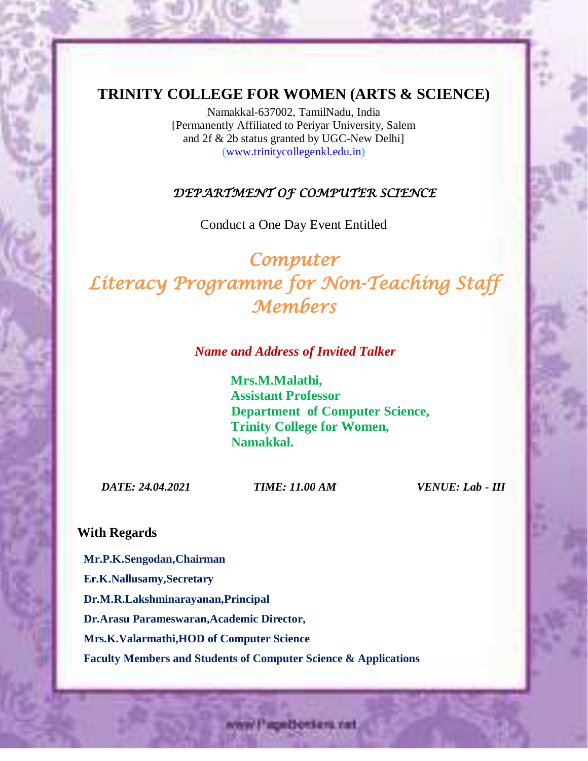# TRINITY COLLEGE FOR WOMEN (ARTS & SCIENCE)

Namakkal-637002, TamilNadu, India
[Permanently Affiliated to Periyar University, Salem
and 2f & 2b status granted by UGC-New Delhi]
(www.trinitycollegenkl.edu.in)

## *DEPARTMENT OF COMPUTER SCIENCE*

Conduct a One Day Event Entitled

# *Computer Literacy Programme for Non-Teaching Staff Members*

***Name and Address of Invited Talker***

**Mrs.M.Malathi,**
**Assistant Professor**
**Department of Computer Science,**
**Trinity College for Women,**
**Namakkal.**

***DATE: 24.04.2021*** ***TIME: 11.00 AM*** ***VENUE: Lab - III***

**With Regards**

**Mr.P.K.Sengodan,Chairman**

**Er.K.Nallusamy,Secretary**

**Dr.M.R.Lakshminarayanan,Principal**

**Dr.Arasu Parameswaran,Academic Director,**

**Mrs.K.Valarmathi,HOD of Computer Science**

**Faculty Members and Students of Computer Science & Applications**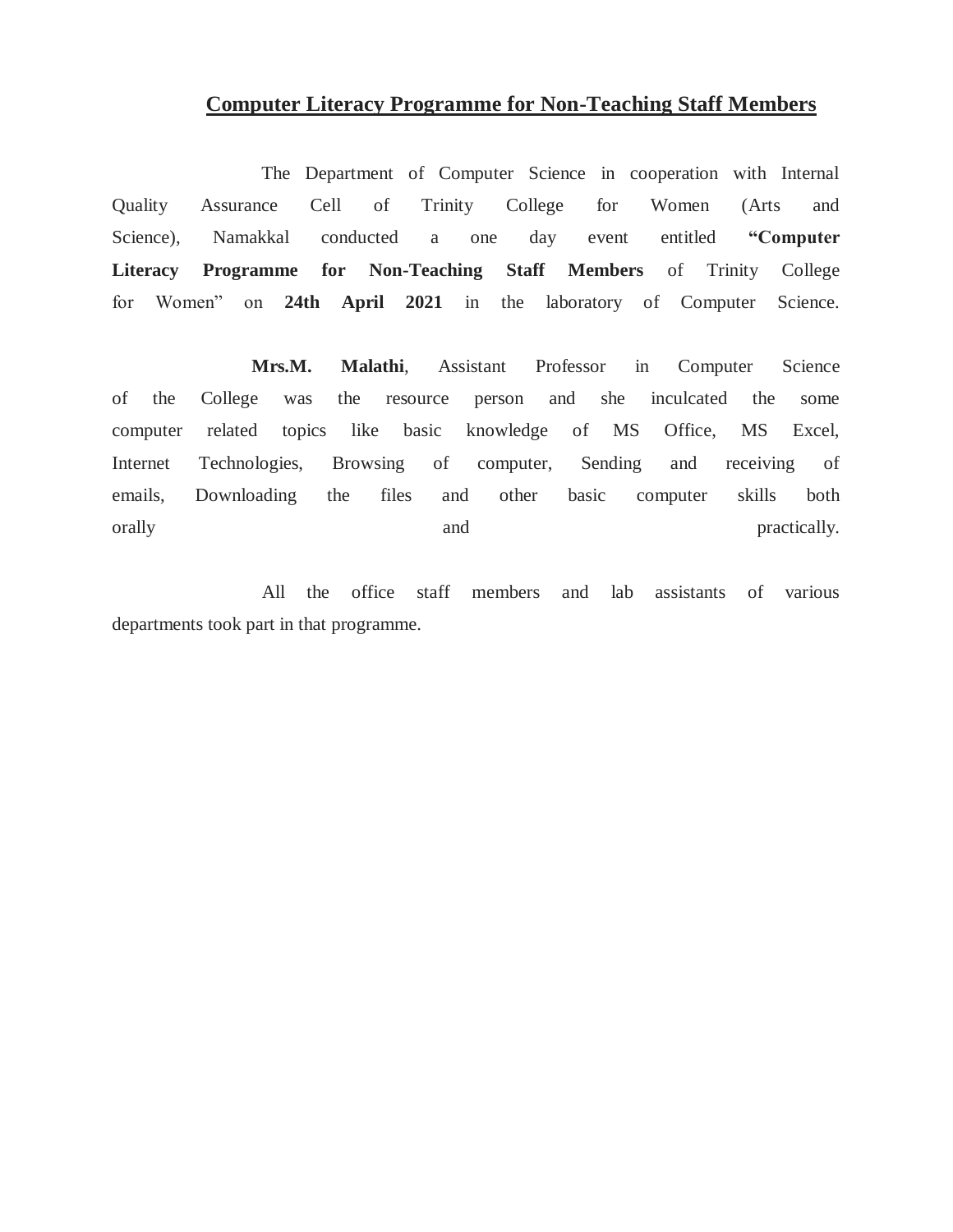## **Computer Literacy Programme for Non-Teaching Staff Members**

The Department of Computer Science in cooperation with Internal Quality Assurance Cell of Trinity College for Women (Arts and Science), Namakkal conducted a one day event entitled **"Computer Literacy Programme for Non-Teaching Staff Members** of Trinity College for Women" on **24th April 2021** in the laboratory of Computer Science.

**Mrs.M. Malathi**, Assistant Professor in Computer Science of the College was the resource person and she inculcated the some computer related topics like basic knowledge of MS Office, MS Excel, Internet Technologies, Browsing of computer, Sending and receiving of emails, Downloading the files and other basic computer skills both orally and practically.

All the office staff members and lab assistants of various departments took part in that programme.